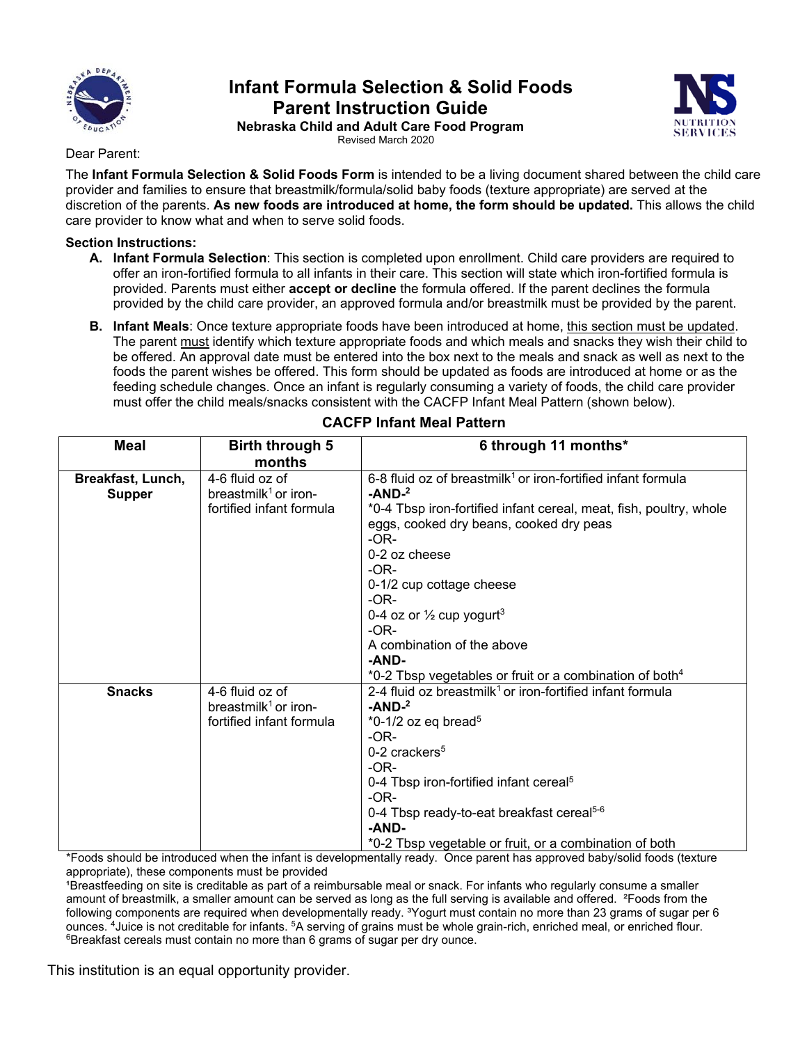# Infant Formula Selection & Solid Foods Parent Instruction Guide

**Nebraska Child and Adult Care Food Program**

Revised March 2020

Dear Parent:

The **Infant Formula Selection & Solid Foods Form** is intended to be a living document shared between the child care provider and families to ensure that breastmilk/formula/solid baby foods (texture appropriate) are served at the discretion of the parents. **As new foods are introduced at home, the form should be updated.** This allows the child care provider to know what and when to serve solid foods.

**Section Instructions:**

A. **Infant Formula Selection**: This section is completed upon enrollment. Child care providers are required to offer an iron-fortified formula to all infants in their care. This section will state which iron-fortified formula is provided. Parents must either **accept or decline** the formula offered. If the parent declines the formula provided by the child care provider, an approved formula and/or breastmilk must be provided by the parent.

B. **Infant Meals**: Once texture appropriate foods have been introduced at home, this section must be updated. The parent must identify which texture appropriate foods and which meals and snacks they wish their child to be offered. An approval date must be entered into the box next to the meals and snack as well as next to the foods the parent wishes be offered. This form should be updated as foods are introduced at home or as the feeding schedule changes. Once an infant is regularly consuming a variety of foods, the child care provider must offer the child meals/snacks consistent with the CACFP Infant Meal Pattern (shown below).

**CACFP Infant Meal Pattern**

| Meal | Birth through 5 months | 6 through 11 months* |
|---|---|---|
| **Breakfast, Lunch, Supper** | 4-6 fluid oz of breastmilk[1] or iron-fortified infant formula | 6-8 fluid oz of breastmilk[1] or iron-fortified infant formula<br>**-AND-**[2]<br>*0-4 Tbsp iron-fortified infant cereal, meat, fish, poultry, whole eggs, cooked dry beans, cooked dry peas<br>-OR-<br>0-2 oz cheese<br>-OR-<br>0-1/2 cup cottage cheese<br>-OR-<br>0-4 oz or ½ cup yogurt[3]<br>-OR-<br>A combination of the above<br>**-AND-**<br>*0-2 Tbsp vegetables or fruit or a combination of both[4] |
| **Snacks** | 4-6 fluid oz of breastmilk[1] or iron-fortified infant formula | 2-4 fluid oz breastmilk[1] or iron-fortified infant formula<br>**-AND-**[2]<br>*0-1/2 oz eq bread[5]<br>-OR-<br>0-2 crackers[5]<br>-OR-<br>0-4 Tbsp iron-fortified infant cereal[5]<br>-OR-<br>0-4 Tbsp ready-to-eat breakfast cereal[5-6]<br>**-AND-**<br>*0-2 Tbsp vegetable or fruit, or a combination of both |

*Foods should be introduced when the infant is developmentally ready. Once parent has approved baby/solid foods (texture appropriate), these components must be provided

[1]Breastfeeding on site is creditable as part of a reimbursable meal or snack. For infants who regularly consume a smaller amount of breastmilk, a smaller amount can be served as long as the full serving is available and offered. [2]Foods from the following components are required when developmentally ready. [3]Yogurt must contain no more than 23 grams of sugar per 6 ounces. [4]Juice is not creditable for infants. [5]A serving of grains must be whole grain-rich, enriched meal, or enriched flour. [6]Breakfast cereals must contain no more than 6 grams of sugar per dry ounce.

This institution is an equal opportunity provider.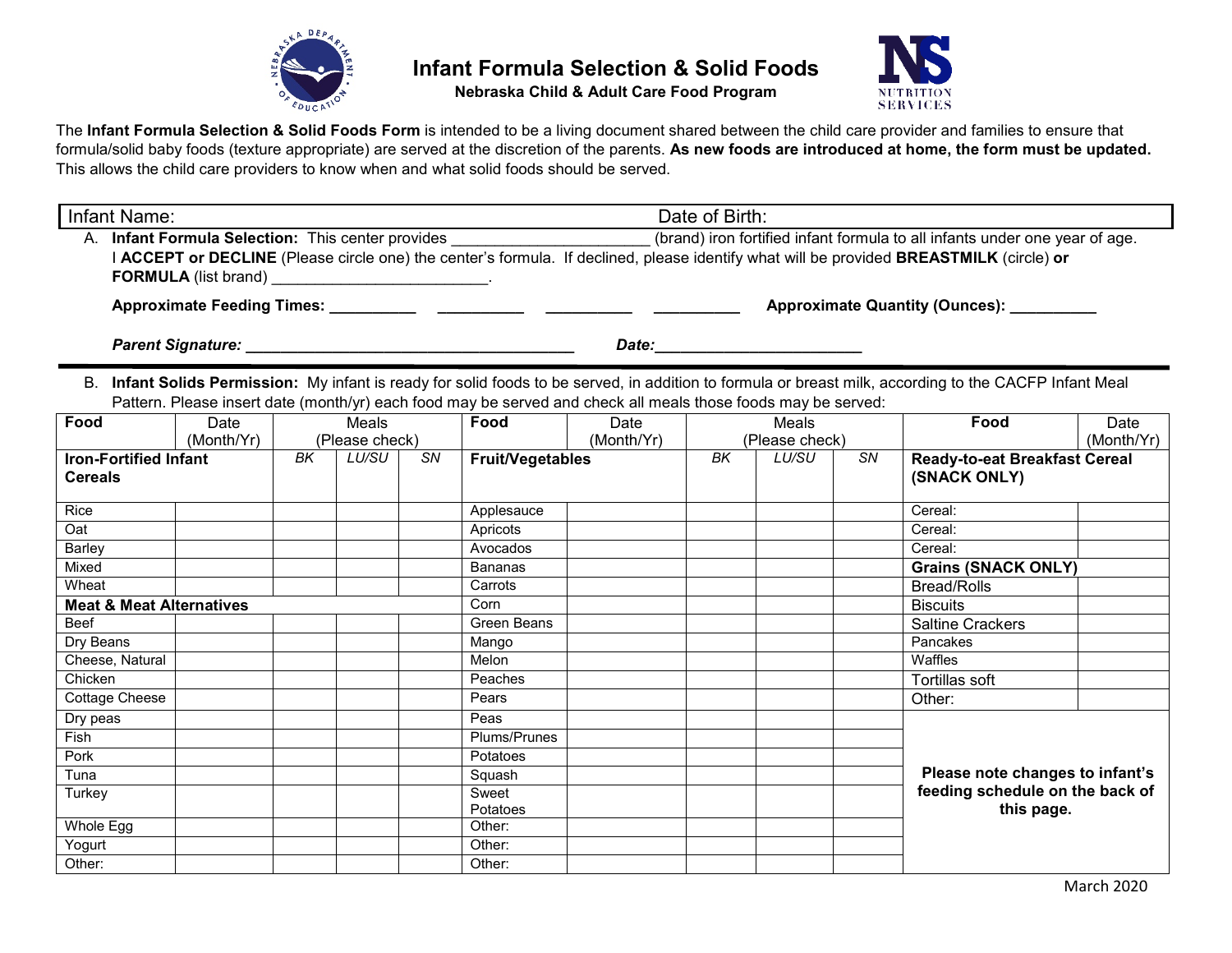# Infant Formula Selection & Solid Foods

**Nebraska Child & Adult Care Food Program**

The **Infant Formula Selection & Solid Foods Form** is intended to be a living document shared between the child care provider and families to ensure that formula/solid baby foods (texture appropriate) are served at the discretion of the parents. **As new foods are introduced at home, the form must be updated.** This allows the child care providers to know when and what solid foods should be served.

Infant Name: Date of Birth:

A. **Infant Formula Selection:** This center provides ______________________ (brand) iron fortified infant formula to all infants under one year of age. I **ACCEPT or DECLINE** (Please circle one) the center's formula. If declined, please identify what will be provided **BREASTMILK** (circle) **or FORMULA** (list brand) ________________________.

**Approximate Feeding Times: __________ __________ __________ __________** **Approximate Quantity (Ounces): __________**

***Parent Signature:* _____________________________________** ***Date:*________________________**

B. **Infant Solids Permission:** My infant is ready for solid foods to be served, in addition to formula or breast milk, according to the CACFP Infant Meal Pattern. Please insert date (month/yr) each food may be served and check all meals those foods may be served:

| Food | Date (Month/Yr) | Meals (Please check) | | | Food | Date (Month/Yr) | Meals (Please check) | | | Food | Date (Month/Yr) |
|---|---|---|---|---|---|---|---|---|---|---|---|
| **Iron-Fortified Infant Cereals** | | *BK* | *LU/SU* | *SN* | **Fruit/Vegetables** | | *BK* | *LU/SU* | *SN* | **Ready-to-eat Breakfast Cereal (SNACK ONLY)** | |
| Rice | | | | | Applesauce | | | | | Cereal: | |
| Oat | | | | | Apricots | | | | | Cereal: | |
| Barley | | | | | Avocados | | | | | Cereal: | |
| Mixed | | | | | Bananas | | | | | **Grains (SNACK ONLY)** | |
| Wheat | | | | | Carrots | | | | | Bread/Rolls | |
| **Meat & Meat Alternatives** | | | | | Corn | | | | | Biscuits | |
| Beef | | | | | Green Beans | | | | | Saltine Crackers | |
| Dry Beans | | | | | Mango | | | | | Pancakes | |
| Cheese, Natural | | | | | Melon | | | | | Waffles | |
| Chicken | | | | | Peaches | | | | | Tortillas soft | |
| Cottage Cheese | | | | | Pears | | | | | Other: | |
| Dry peas | | | | | Peas | | | | | **Please note changes to infant's feeding schedule on the back of this page.** | |
| Fish | | | | | Plums/Prunes | | | | | | |
| Pork | | | | | Potatoes | | | | | | |
| Tuna | | | | | Squash | | | | | | |
| Turkey | | | | | Sweet Potatoes | | | | | | |
| Whole Egg | | | | | Other: | | | | | | |
| Yogurt | | | | | Other: | | | | | | |
| Other: | | | | | Other: | | | | | | |

March 2020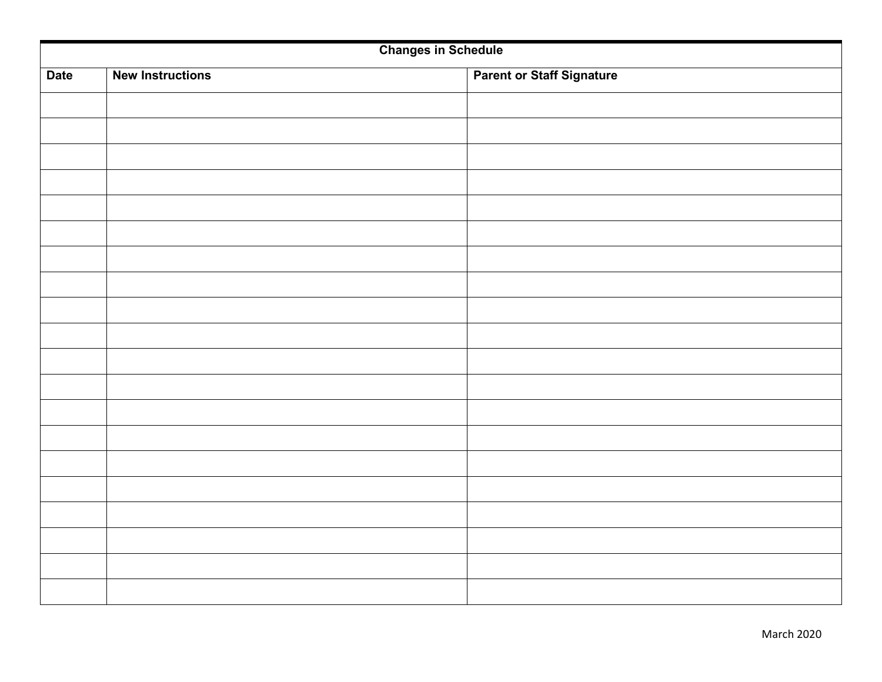| Changes in Schedule | | |
|---|---|---|
| **Date** | **New Instructions** | **Parent or Staff Signature** |
| | | |
| | | |
| | | |
| | | |
| | | |
| | | |
| | | |
| | | |
| | | |
| | | |
| | | |
| | | |
| | | |
| | | |
| | | |
| | | |
| | | |
| | | |
| | | |
| | | |

March 2020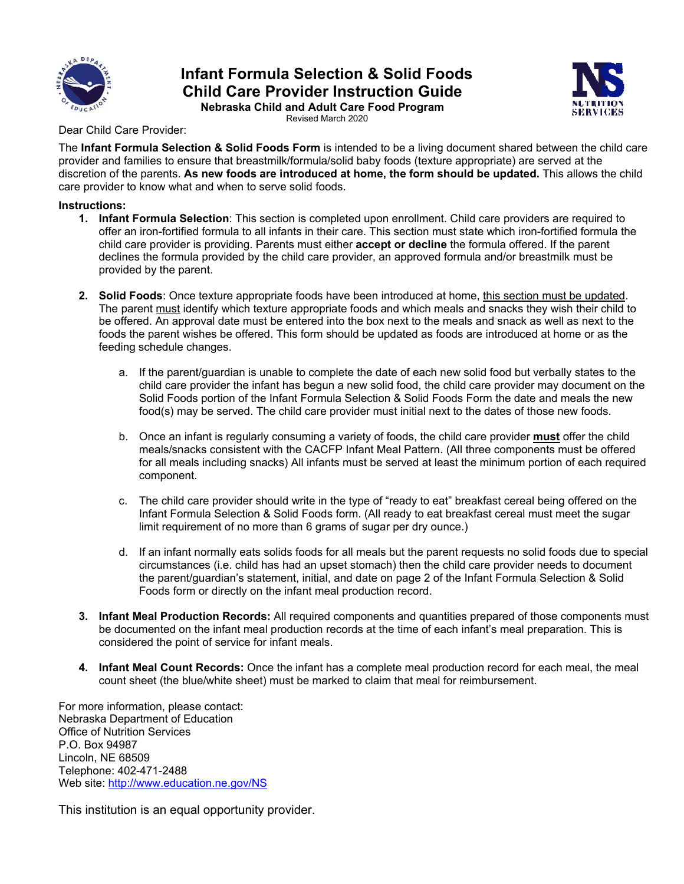# Infant Formula Selection & Solid Foods Child Care Provider Instruction Guide

**Nebraska Child and Adult Care Food Program**

Revised March 2020

Dear Child Care Provider:

The **Infant Formula Selection & Solid Foods Form** is intended to be a living document shared between the child care provider and families to ensure that breastmilk/formula/solid baby foods (texture appropriate) are served at the discretion of the parents. **As new foods are introduced at home, the form should be updated.** This allows the child care provider to know what and when to serve solid foods.

**Instructions:**

1. **Infant Formula Selection**: This section is completed upon enrollment. Child care providers are required to offer an iron-fortified formula to all infants in their care. This section must state which iron-fortified formula the child care provider is providing. Parents must either **accept or decline** the formula offered. If the parent declines the formula provided by the child care provider, an approved formula and/or breastmilk must be provided by the parent.

2. **Solid Foods**: Once texture appropriate foods have been introduced at home, <u>this section must be updated</u>. The parent <u>must</u> identify which texture appropriate foods and which meals and snacks they wish their child to be offered. An approval date must be entered into the box next to the meals and snack as well as next to the foods the parent wishes be offered. This form should be updated as foods are introduced at home or as the feeding schedule changes.

    a. If the parent/guardian is unable to complete the date of each new solid food but verbally states to the child care provider the infant has begun a new solid food, the child care provider may document on the Solid Foods portion of the Infant Formula Selection & Solid Foods Form the date and meals the new food(s) may be served. The child care provider must initial next to the dates of those new foods.

    b. Once an infant is regularly consuming a variety of foods, the child care provider <u>**must**</u> offer the child meals/snacks consistent with the CACFP Infant Meal Pattern. (All three components must be offered for all meals including snacks) All infants must be served at least the minimum portion of each required component.

    c. The child care provider should write in the type of "ready to eat" breakfast cereal being offered on the Infant Formula Selection & Solid Foods form. (All ready to eat breakfast cereal must meet the sugar limit requirement of no more than 6 grams of sugar per dry ounce.)

    d. If an infant normally eats solids foods for all meals but the parent requests no solid foods due to special circumstances (i.e. child has had an upset stomach) then the child care provider needs to document the parent/guardian's statement, initial, and date on page 2 of the Infant Formula Selection & Solid Foods form or directly on the infant meal production record.

3. **Infant Meal Production Records:** All required components and quantities prepared of those components must be documented on the infant meal production records at the time of each infant's meal preparation. This is considered the point of service for infant meals.

4. **Infant Meal Count Records:** Once the infant has a complete meal production record for each meal, the meal count sheet (the blue/white sheet) must be marked to claim that meal for reimbursement.

For more information, please contact:
Nebraska Department of Education
Office of Nutrition Services
P.O. Box 94987
Lincoln, NE 68509
Telephone: 402-471-2488
Web site: http://www.education.ne.gov/NS

This institution is an equal opportunity provider.